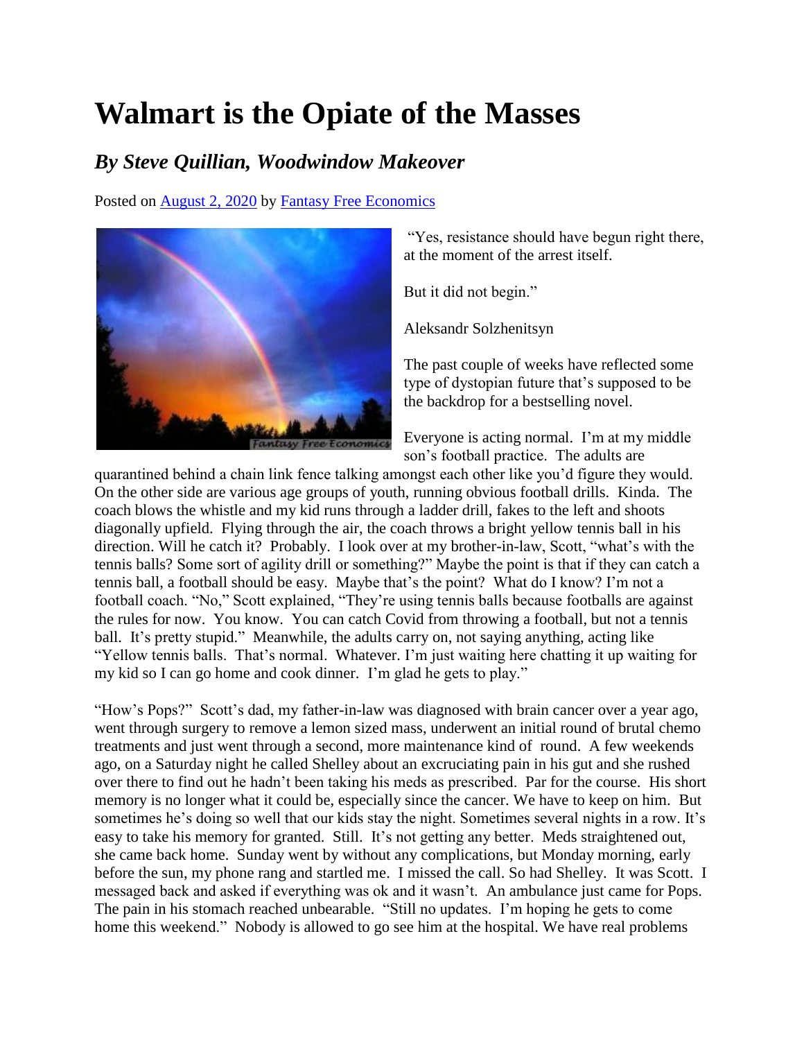# Walmart is the Opiate of the Masses

## *By Steve Quillian, Woodwindow Makeover*

Posted on [August 2, 2020](#) by [Fantasy Free Economics](#)

"Yes, resistance should have begun right there, at the moment of the arrest itself.

But it did not begin."

Aleksandr Solzhenitsyn

The past couple of weeks have reflected some type of dystopian future that's supposed to be the backdrop for a bestselling novel.

Everyone is acting normal. I'm at my middle son's football practice. The adults are quarantined behind a chain link fence talking amongst each other like you'd figure they would. On the other side are various age groups of youth, running obvious football drills. Kinda. The coach blows the whistle and my kid runs through a ladder drill, fakes to the left and shoots diagonally upfield. Flying through the air, the coach throws a bright yellow tennis ball in his direction. Will he catch it? Probably. I look over at my brother-in-law, Scott, "what's with the tennis balls? Some sort of agility drill or something?" Maybe the point is that if they can catch a tennis ball, a football should be easy. Maybe that's the point? What do I know? I'm not a football coach. "No," Scott explained, "They're using tennis balls because footballs are against the rules for now. You know. You can catch Covid from throwing a football, but not a tennis ball. It's pretty stupid." Meanwhile, the adults carry on, not saying anything, acting like "Yellow tennis balls. That's normal. Whatever. I'm just waiting here chatting it up waiting for my kid so I can go home and cook dinner. I'm glad he gets to play."

"How's Pops?" Scott's dad, my father-in-law was diagnosed with brain cancer over a year ago, went through surgery to remove a lemon sized mass, underwent an initial round of brutal chemo treatments and just went through a second, more maintenance kind of round. A few weekends ago, on a Saturday night he called Shelley about an excruciating pain in his gut and she rushed over there to find out he hadn't been taking his meds as prescribed. Par for the course. His short memory is no longer what it could be, especially since the cancer. We have to keep on him. But sometimes he's doing so well that our kids stay the night. Sometimes several nights in a row. It's easy to take his memory for granted. Still. It's not getting any better. Meds straightened out, she came back home. Sunday went by without any complications, but Monday morning, early before the sun, my phone rang and startled me. I missed the call. So had Shelley. It was Scott. I messaged back and asked if everything was ok and it wasn't. An ambulance just came for Pops. The pain in his stomach reached unbearable. "Still no updates. I'm hoping he gets to come home this weekend." Nobody is allowed to go see him at the hospital. We have real problems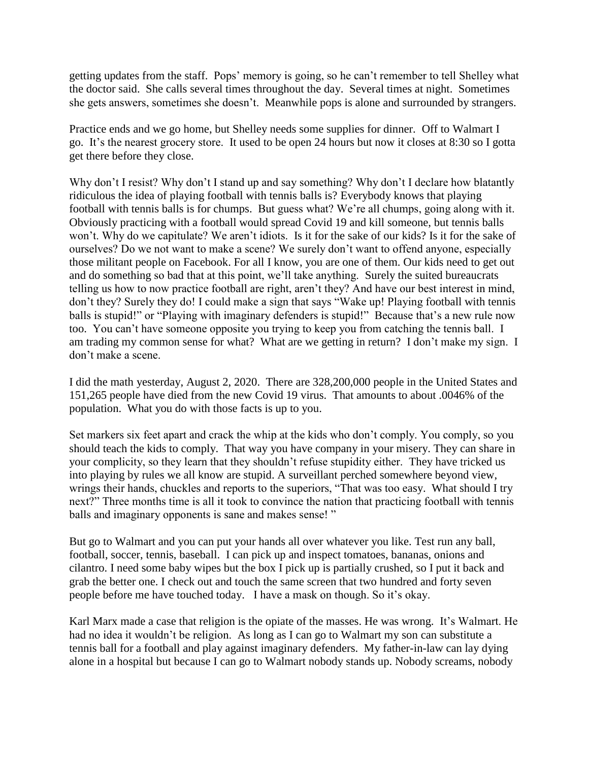getting updates from the staff. Pops' memory is going, so he can't remember to tell Shelley what the doctor said. She calls several times throughout the day. Several times at night. Sometimes she gets answers, sometimes she doesn't. Meanwhile pops is alone and surrounded by strangers.

Practice ends and we go home, but Shelley needs some supplies for dinner. Off to Walmart I go. It's the nearest grocery store. It used to be open 24 hours but now it closes at 8:30 so I gotta get there before they close.

Why don't I resist? Why don't I stand up and say something? Why don't I declare how blatantly ridiculous the idea of playing football with tennis balls is? Everybody knows that playing football with tennis balls is for chumps. But guess what? We're all chumps, going along with it. Obviously practicing with a football would spread Covid 19 and kill someone, but tennis balls won't. Why do we capitulate? We aren't idiots. Is it for the sake of our kids? Is it for the sake of ourselves? Do we not want to make a scene? We surely don't want to offend anyone, especially those militant people on Facebook. For all I know, you are one of them. Our kids need to get out and do something so bad that at this point, we'll take anything. Surely the suited bureaucrats telling us how to now practice football are right, aren't they? And have our best interest in mind, don't they? Surely they do! I could make a sign that says "Wake up! Playing football with tennis balls is stupid!" or "Playing with imaginary defenders is stupid!" Because that's a new rule now too. You can't have someone opposite you trying to keep you from catching the tennis ball. I am trading my common sense for what? What are we getting in return? I don't make my sign. I don't make a scene.

I did the math yesterday, August 2, 2020. There are 328,200,000 people in the United States and 151,265 people have died from the new Covid 19 virus. That amounts to about .0046% of the population. What you do with those facts is up to you.

Set markers six feet apart and crack the whip at the kids who don't comply. You comply, so you should teach the kids to comply. That way you have company in your misery. They can share in your complicity, so they learn that they shouldn't refuse stupidity either. They have tricked us into playing by rules we all know are stupid. A surveillant perched somewhere beyond view, wrings their hands, chuckles and reports to the superiors, "That was too easy. What should I try next?" Three months time is all it took to convince the nation that practicing football with tennis balls and imaginary opponents is sane and makes sense! "

But go to Walmart and you can put your hands all over whatever you like. Test run any ball, football, soccer, tennis, baseball. I can pick up and inspect tomatoes, bananas, onions and cilantro. I need some baby wipes but the box I pick up is partially crushed, so I put it back and grab the better one. I check out and touch the same screen that two hundred and forty seven people before me have touched today. I have a mask on though. So it's okay.

Karl Marx made a case that religion is the opiate of the masses. He was wrong. It's Walmart. He had no idea it wouldn't be religion. As long as I can go to Walmart my son can substitute a tennis ball for a football and play against imaginary defenders. My father-in-law can lay dying alone in a hospital but because I can go to Walmart nobody stands up. Nobody screams, nobody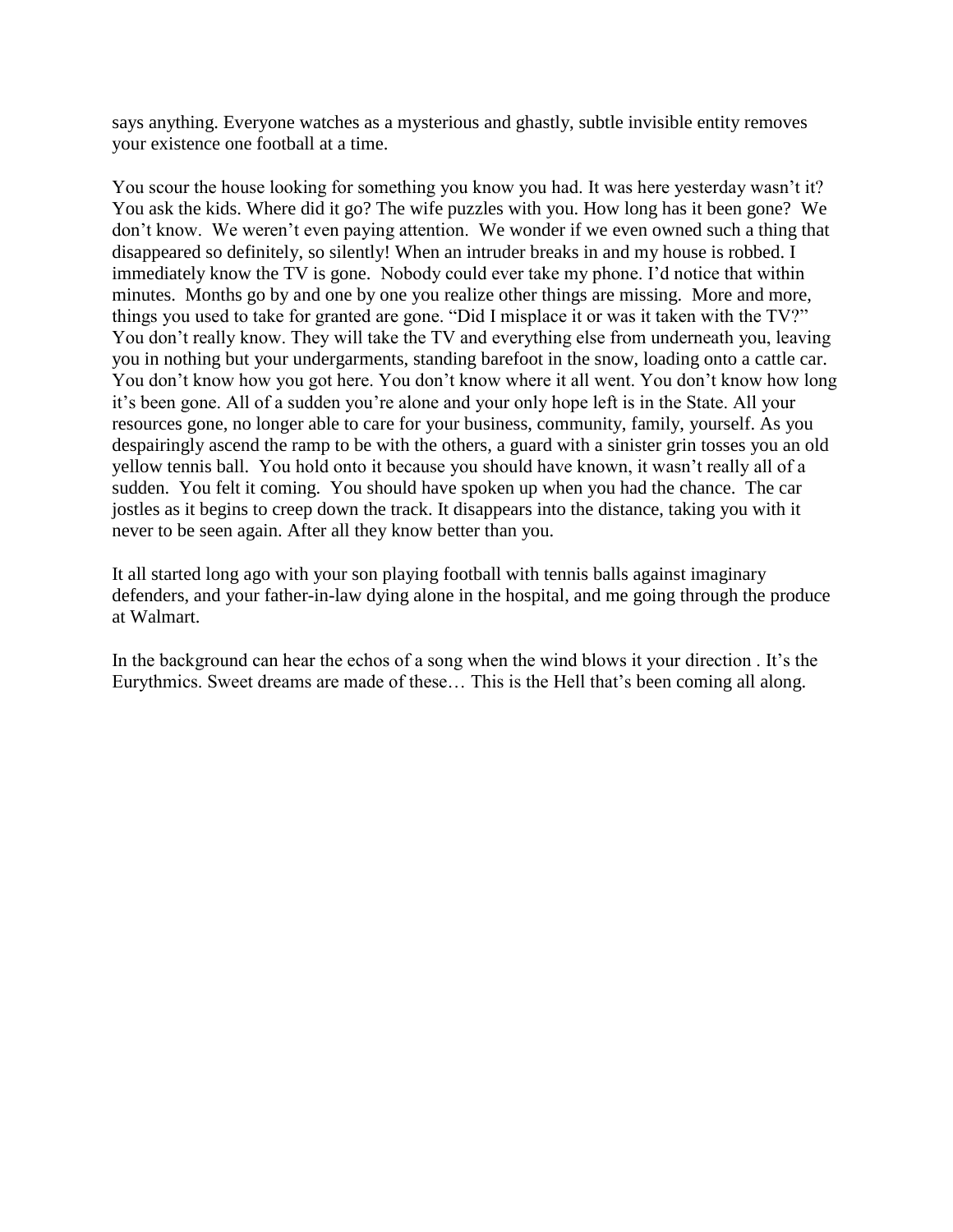says anything. Everyone watches as a mysterious and ghastly, subtle invisible entity removes your existence one football at a time.

You scour the house looking for something you know you had. It was here yesterday wasn't it? You ask the kids. Where did it go? The wife puzzles with you. How long has it been gone? We don't know. We weren't even paying attention. We wonder if we even owned such a thing that disappeared so definitely, so silently! When an intruder breaks in and my house is robbed. I immediately know the TV is gone. Nobody could ever take my phone. I'd notice that within minutes. Months go by and one by one you realize other things are missing. More and more, things you used to take for granted are gone. "Did I misplace it or was it taken with the TV?" You don't really know. They will take the TV and everything else from underneath you, leaving you in nothing but your undergarments, standing barefoot in the snow, loading onto a cattle car. You don't know how you got here. You don't know where it all went. You don't know how long it's been gone. All of a sudden you're alone and your only hope left is in the State. All your resources gone, no longer able to care for your business, community, family, yourself. As you despairingly ascend the ramp to be with the others, a guard with a sinister grin tosses you an old yellow tennis ball. You hold onto it because you should have known, it wasn't really all of a sudden. You felt it coming. You should have spoken up when you had the chance. The car jostles as it begins to creep down the track. It disappears into the distance, taking you with it never to be seen again. After all they know better than you.

It all started long ago with your son playing football with tennis balls against imaginary defenders, and your father-in-law dying alone in the hospital, and me going through the produce at Walmart.

In the background can hear the echos of a song when the wind blows it your direction . It's the Eurythmics. Sweet dreams are made of these… This is the Hell that's been coming all along.